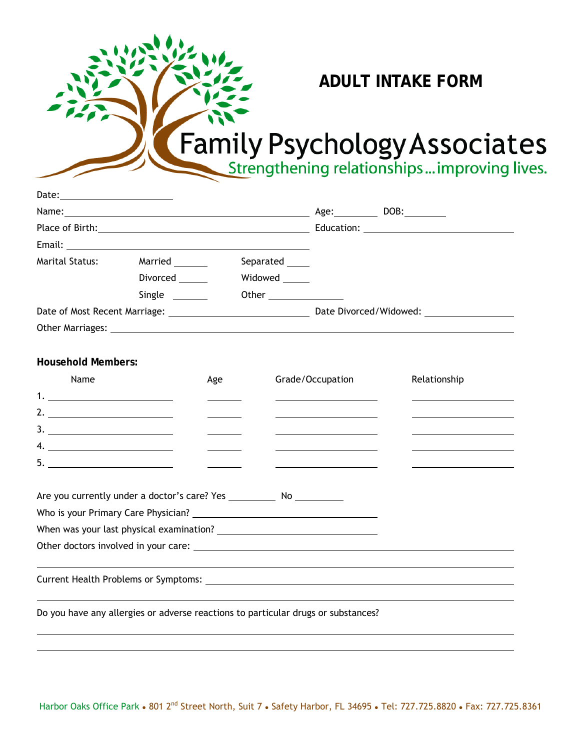# ADULT INTAKE FORM

## Family Psychology Associates

Strengthening relationships...improving lives.

Date: ____________________

Name: ______________________________________________ Age: ________ DOB: ________

Place of Birth: ______________________________________ Education: ____________________________

Email: ______________________________________________

Marital Status: Married ______ Separated ____

Divorced _____ Widowed _____

Single ______ Other ____________

Date of Most Recent Marriage: _________________________ Date Divorced/Widowed: ________________

Other Marriages: ________________________________________________________________________

**Household Members:**

| Name | Age | Grade/Occupation | Relationship |
|---|---|---|---|
| 1. | | | |
| 2. | | | |
| 3. | | | |
| 4. | | | |
| 5. | | | |

Are you currently under a doctor's care? Yes _________ No _________

Who is your Primary Care Physician? ______________________________

When was your last physical examination? ______________________________

Other doctors involved in your care: ______________________________________________

______________________________________________________________________________

Current Health Problems or Symptoms: ____________________________________________

______________________________________________________________________________

Do you have any allergies or adverse reactions to particular drugs or substances?

______________________________________________________________________________

______________________________________________________________________________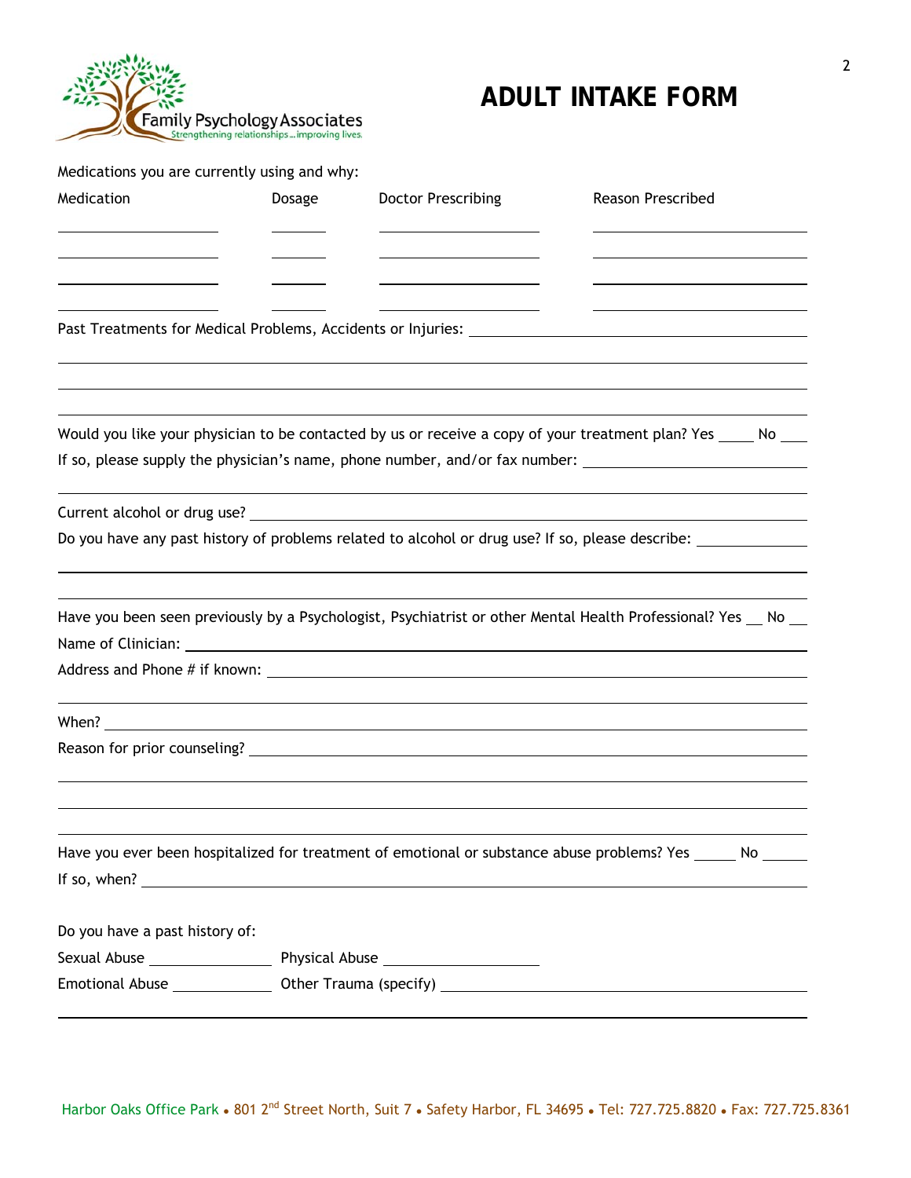Family Psychology Associates
Strengthening relationships...improving lives.

# ADULT INTAKE FORM

Medications you are currently using and why:

| Medication | Dosage | Doctor Prescribing | Reason Prescribed |
|---|---|---|---|
| | | | |
| | | | |
| | | | |
| | | | |

Past Treatments for Medical Problems, Accidents or Injuries: ____________________

____________________

____________________

____________________

Would you like your physician to be contacted by us or receive a copy of your treatment plan? Yes ____ No ____

If so, please supply the physician's name, phone number, and/or fax number: ____________________

____________________

Current alcohol or drug use? ____________________

Do you have any past history of problems related to alcohol or drug use? If so, please describe: ____________________

____________________

____________________

Have you been seen previously by a Psychologist, Psychiatrist or other Mental Health Professional? Yes __ No __

Name of Clinician: ____________________

Address and Phone # if known: ____________________

____________________

When? ____________________

Reason for prior counseling? ____________________

____________________

____________________

____________________

Have you ever been hospitalized for treatment of emotional or substance abuse problems? Yes _____ No _____

If so, when? ____________________

Do you have a past history of:

Sexual Abuse ____________ Physical Abuse ____________

Emotional Abuse ____________ Other Trauma (specify) ____________________

____________________

Harbor Oaks Office Park • 801 2nd Street North, Suit 7 • Safety Harbor, FL 34695 • Tel: 727.725.8820 • Fax: 727.725.8361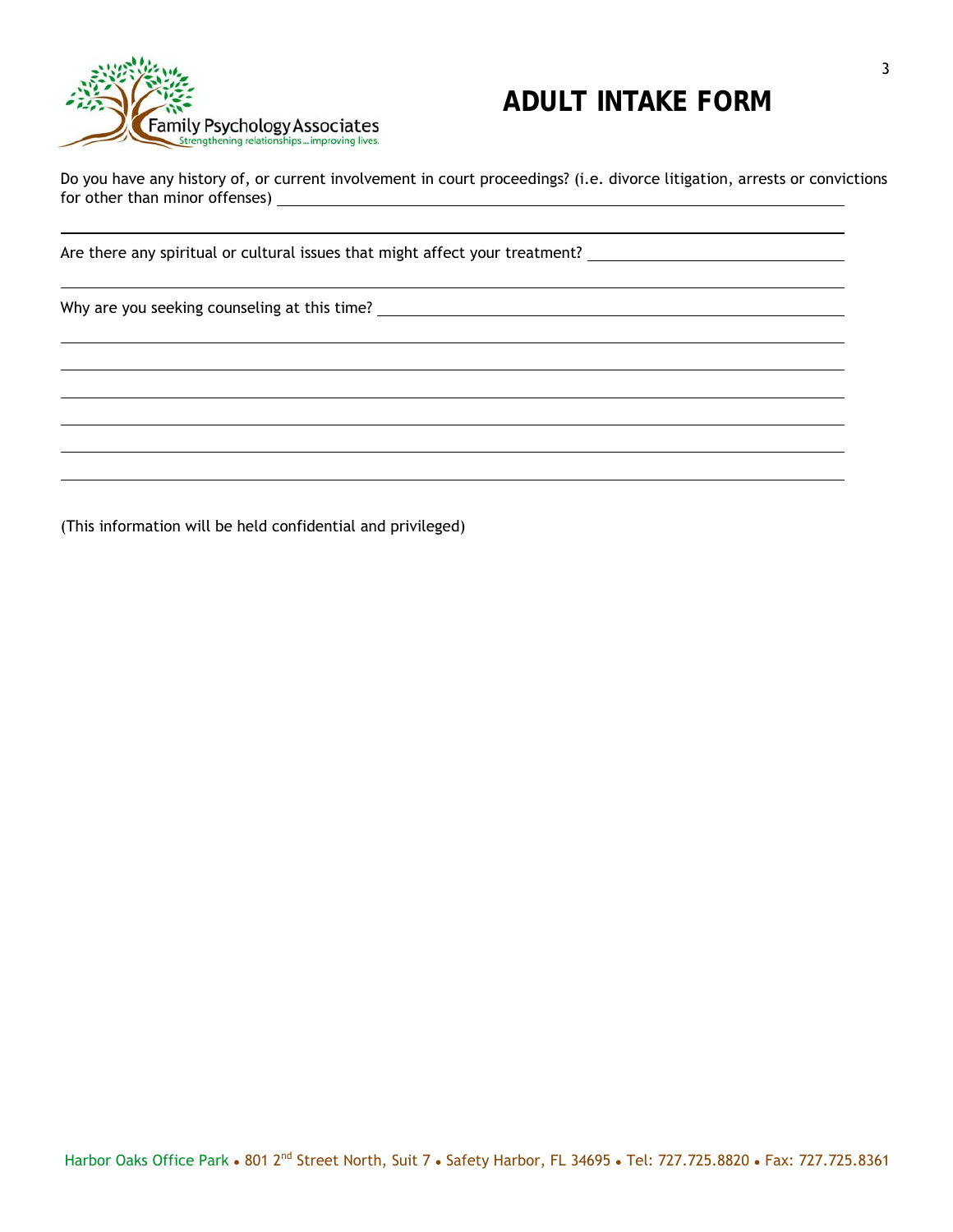# ADULT INTAKE FORM

Do you have any history of, or current involvement in court proceedings? (i.e. divorce litigation, arrests or convictions for other than minor offenses) ______________________________________________

______________________________________________

Are there any spiritual or cultural issues that might affect your treatment? ______________________________________________

______________________________________________

Why are you seeking counseling at this time? ______________________________________________

______________________________________________

______________________________________________

______________________________________________

______________________________________________

______________________________________________

______________________________________________

(This information will be held confidential and privileged)